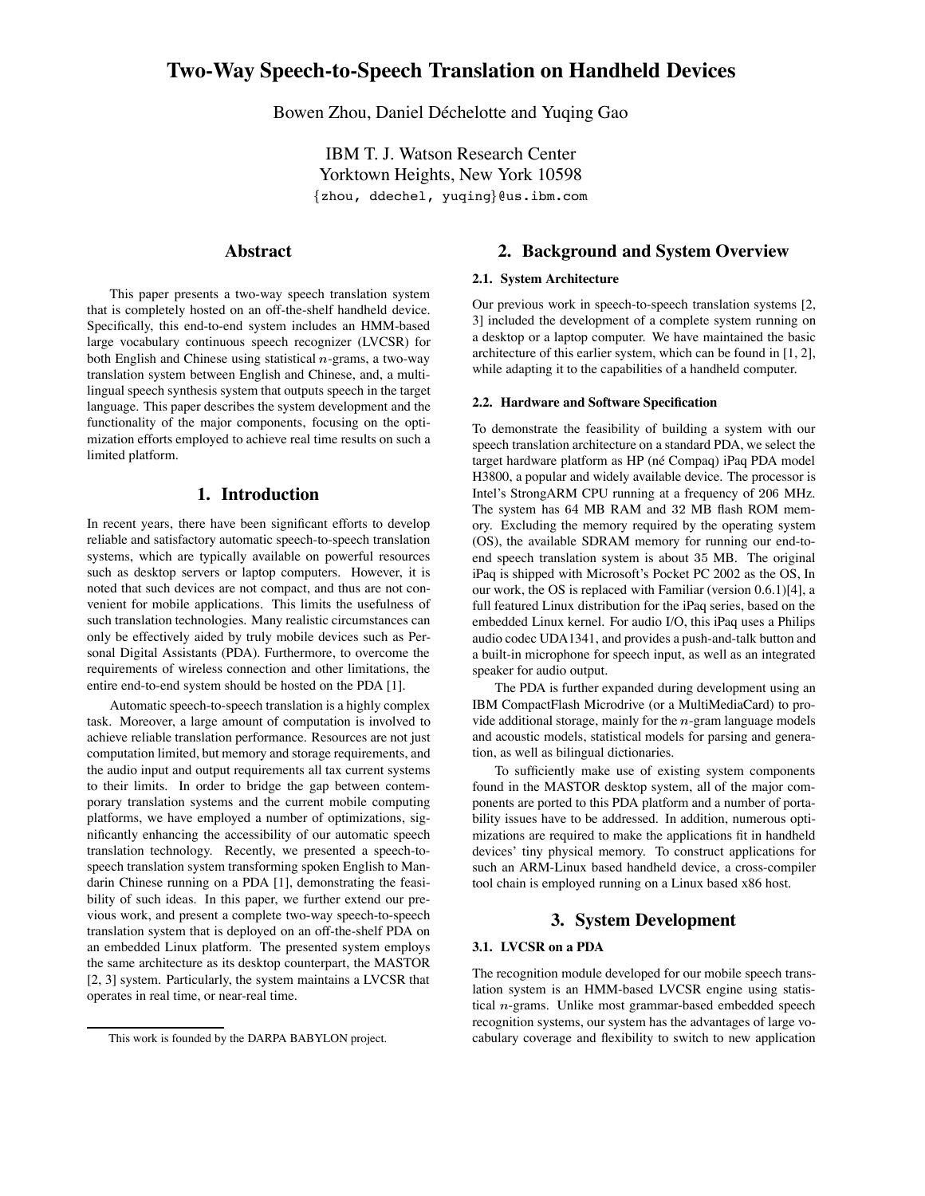# Two-Way Speech-to-Speech Translation on Handheld Devices

Bowen Zhou, Daniel Déchelotte and Yuqing Gao

IBM T. J. Watson Research Center
Yorktown Heights, New York 10598
{zhou, ddechel, yuqing}@us.ibm.com

## Abstract

This paper presents a two-way speech translation system that is completely hosted on an off-the-shelf handheld device. Specifically, this end-to-end system includes an HMM-based large vocabulary continuous speech recognizer (LVCSR) for both English and Chinese using statistical $n$-grams, a two-way translation system between English and Chinese, and, a multilingual speech synthesis system that outputs speech in the target language. This paper describes the system development and the functionality of the major components, focusing on the optimization efforts employed to achieve real time results on such a limited platform.

## 1. Introduction

In recent years, there have been significant efforts to develop reliable and satisfactory automatic speech-to-speech translation systems, which are typically available on powerful resources such as desktop servers or laptop computers. However, it is noted that such devices are not compact, and thus are not convenient for mobile applications. This limits the usefulness of such translation technologies. Many realistic circumstances can only be effectively aided by truly mobile devices such as Personal Digital Assistants (PDA). Furthermore, to overcome the requirements of wireless connection and other limitations, the entire end-to-end system should be hosted on the PDA [1].

Automatic speech-to-speech translation is a highly complex task. Moreover, a large amount of computation is involved to achieve reliable translation performance. Resources are not just computation limited, but memory and storage requirements, and the audio input and output requirements all tax current systems to their limits. In order to bridge the gap between contemporary translation systems and the current mobile computing platforms, we have employed a number of optimizations, significantly enhancing the accessibility of our automatic speech translation technology. Recently, we presented a speech-to-speech translation system transforming spoken English to Mandarin Chinese running on a PDA [1], demonstrating the feasibility of such ideas. In this paper, we further extend our previous work, and present a complete two-way speech-to-speech translation system that is deployed on an off-the-shelf PDA on an embedded Linux platform. The presented system employs the same architecture as its desktop counterpart, the MASTOR [2, 3] system. Particularly, the system maintains a LVCSR that operates in real time, or near-real time.

This work is founded by the DARPA BABYLON project.

## 2. Background and System Overview

### 2.1. System Architecture

Our previous work in speech-to-speech translation systems [2, 3] included the development of a complete system running on a desktop or a laptop computer. We have maintained the basic architecture of this earlier system, which can be found in [1, 2], while adapting it to the capabilities of a handheld computer.

### 2.2. Hardware and Software Specification

To demonstrate the feasibility of building a system with our speech translation architecture on a standard PDA, we select the target hardware platform as HP (né Compaq) iPaq PDA model H3800, a popular and widely available device. The processor is Intel's StrongARM CPU running at a frequency of 206 MHz. The system has 64 MB RAM and 32 MB flash ROM memory. Excluding the memory required by the operating system (OS), the available SDRAM memory for running our end-to-end speech translation system is about 35 MB. The original iPaq is shipped with Microsoft's Pocket PC 2002 as the OS, In our work, the OS is replaced with Familiar (version 0.6.1)[4], a full featured Linux distribution for the iPaq series, based on the embedded Linux kernel. For audio I/O, this iPaq uses a Philips audio codec UDA1341, and provides a push-and-talk button and a built-in microphone for speech input, as well as an integrated speaker for audio output.

The PDA is further expanded during development using an IBM CompactFlash Microdrive (or a MultiMediaCard) to provide additional storage, mainly for the $n$-gram language models and acoustic models, statistical models for parsing and generation, as well as bilingual dictionaries.

To sufficiently make use of existing system components found in the MASTOR desktop system, all of the major components are ported to this PDA platform and a number of portability issues have to be addressed. In addition, numerous optimizations are required to make the applications fit in handheld devices' tiny physical memory. To construct applications for such an ARM-Linux based handheld device, a cross-compiler tool chain is employed running on a Linux based x86 host.

## 3. System Development

### 3.1. LVCSR on a PDA

The recognition module developed for our mobile speech translation system is an HMM-based LVCSR engine using statistical $n$-grams. Unlike most grammar-based embedded speech recognition systems, our system has the advantages of large vocabulary coverage and flexibility to switch to new application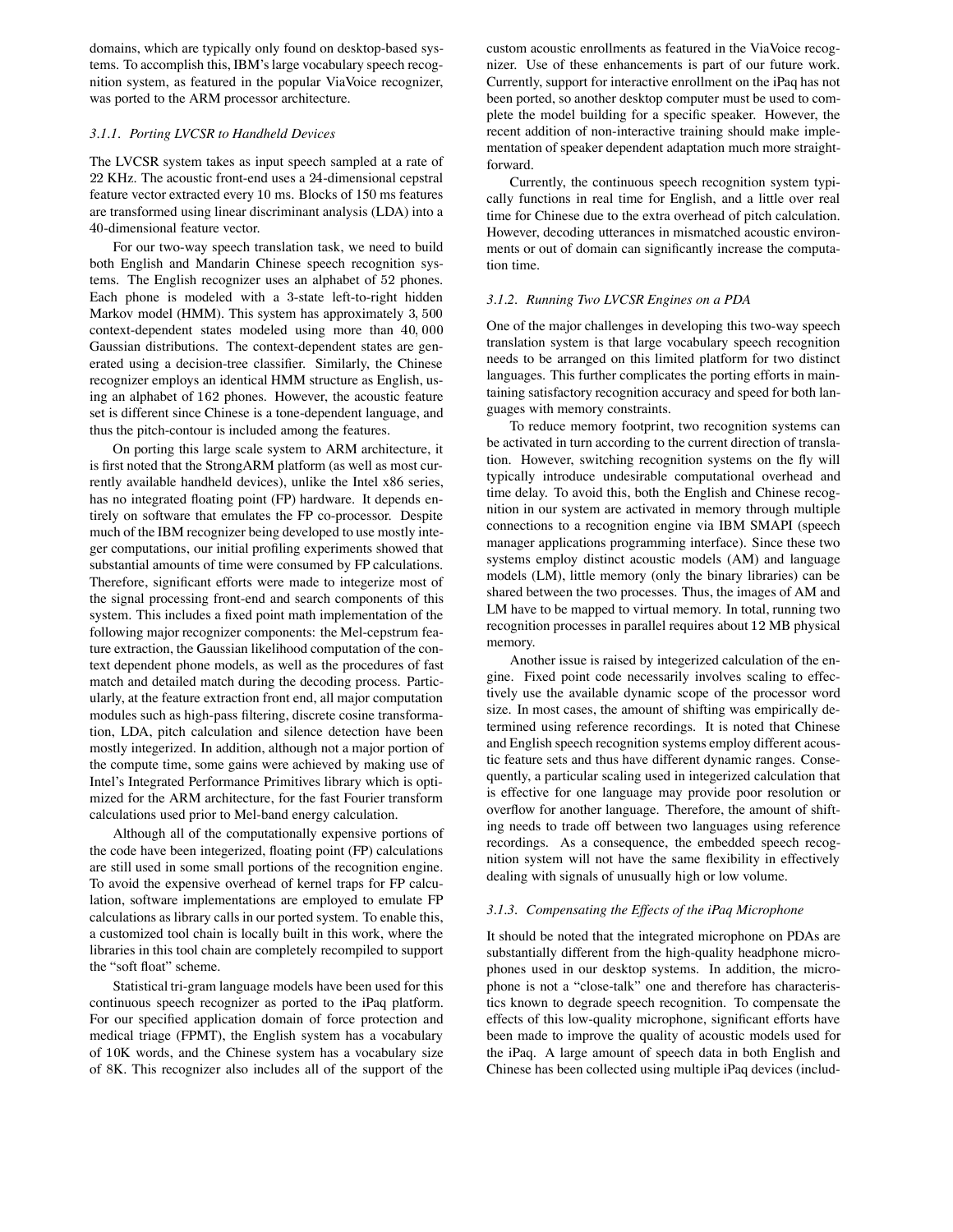domains, which are typically only found on desktop-based systems. To accomplish this, IBM's large vocabulary speech recognition system, as featured in the popular ViaVoice recognizer, was ported to the ARM processor architecture.

#### 3.1.1. Porting LVCSR to Handheld Devices

The LVCSR system takes as input speech sampled at a rate of 22 KHz. The acoustic front-end uses a 24-dimensional cepstral feature vector extracted every 10 ms. Blocks of 150 ms features are transformed using linear discriminant analysis (LDA) into a 40-dimensional feature vector.

For our two-way speech translation task, we need to build both English and Mandarin Chinese speech recognition systems. The English recognizer uses an alphabet of 52 phones. Each phone is modeled with a 3-state left-to-right hidden Markov model (HMM). This system has approximately 3,500 context-dependent states modeled using more than 40,000 Gaussian distributions. The context-dependent states are generated using a decision-tree classifier. Similarly, the Chinese recognizer employs an identical HMM structure as English, using an alphabet of 162 phones. However, the acoustic feature set is different since Chinese is a tone-dependent language, and thus the pitch-contour is included among the features.

On porting this large scale system to ARM architecture, it is first noted that the StrongARM platform (as well as most currently available handheld devices), unlike the Intel x86 series, has no integrated floating point (FP) hardware. It depends entirely on software that emulates the FP co-processor. Despite much of the IBM recognizer being developed to use mostly integer computations, our initial profiling experiments showed that substantial amounts of time were consumed by FP calculations. Therefore, significant efforts were made to integerize most of the signal processing front-end and search components of this system. This includes a fixed point math implementation of the following major recognizer components: the Mel-cepstrum feature extraction, the Gaussian likelihood computation of the context dependent phone models, as well as the procedures of fast match and detailed match during the decoding process. Particularly, at the feature extraction front end, all major computation modules such as high-pass filtering, discrete cosine transformation, LDA, pitch calculation and silence detection have been mostly integerized. In addition, although not a major portion of the compute time, some gains were achieved by making use of Intel's Integrated Performance Primitives library which is optimized for the ARM architecture, for the fast Fourier transform calculations used prior to Mel-band energy calculation.

Although all of the computationally expensive portions of the code have been integerized, floating point (FP) calculations are still used in some small portions of the recognition engine. To avoid the expensive overhead of kernel traps for FP calculation, software implementations are employed to emulate FP calculations as library calls in our ported system. To enable this, a customized tool chain is locally built in this work, where the libraries in this tool chain are completely recompiled to support the "soft float" scheme.

Statistical tri-gram language models have been used for this continuous speech recognizer as ported to the iPaq platform. For our specified application domain of force protection and medical triage (FPMT), the English system has a vocabulary of 10K words, and the Chinese system has a vocabulary size of 8K. This recognizer also includes all of the support of the custom acoustic enrollments as featured in the ViaVoice recognizer. Use of these enhancements is part of our future work. Currently, support for interactive enrollment on the iPaq has not been ported, so another desktop computer must be used to complete the model building for a specific speaker. However, the recent addition of non-interactive training should make implementation of speaker dependent adaptation much more straightforward.

Currently, the continuous speech recognition system typically functions in real time for English, and a little over real time for Chinese due to the extra overhead of pitch calculation. However, decoding utterances in mismatched acoustic environments or out of domain can significantly increase the computation time.

#### 3.1.2. Running Two LVCSR Engines on a PDA

One of the major challenges in developing this two-way speech translation system is that large vocabulary speech recognition needs to be arranged on this limited platform for two distinct languages. This further complicates the porting efforts in maintaining satisfactory recognition accuracy and speed for both languages with memory constraints.

To reduce memory footprint, two recognition systems can be activated in turn according to the current direction of translation. However, switching recognition systems on the fly will typically introduce undesirable computational overhead and time delay. To avoid this, both the English and Chinese recognition in our system are activated in memory through multiple connections to a recognition engine via IBM SMAPI (speech manager applications programming interface). Since these two systems employ distinct acoustic models (AM) and language models (LM), little memory (only the binary libraries) can be shared between the two processes. Thus, the images of AM and LM have to be mapped to virtual memory. In total, running two recognition processes in parallel requires about 12 MB physical memory.

Another issue is raised by integerized calculation of the engine. Fixed point code necessarily involves scaling to effectively use the available dynamic scope of the processor word size. In most cases, the amount of shifting was empirically determined using reference recordings. It is noted that Chinese and English speech recognition systems employ different acoustic feature sets and thus have different dynamic ranges. Consequently, a particular scaling used in integerized calculation that is effective for one language may provide poor resolution or overflow for another language. Therefore, the amount of shifting needs to trade off between two languages using reference recordings. As a consequence, the embedded speech recognition system will not have the same flexibility in effectively dealing with signals of unusually high or low volume.

#### 3.1.3. Compensating the Effects of the iPaq Microphone

It should be noted that the integrated microphone on PDAs are substantially different from the high-quality headphone microphones used in our desktop systems. In addition, the microphone is not a "close-talk" one and therefore has characteristics known to degrade speech recognition. To compensate the effects of this low-quality microphone, significant efforts have been made to improve the quality of acoustic models used for the iPaq. A large amount of speech data in both English and Chinese has been collected using multiple iPaq devices (includ-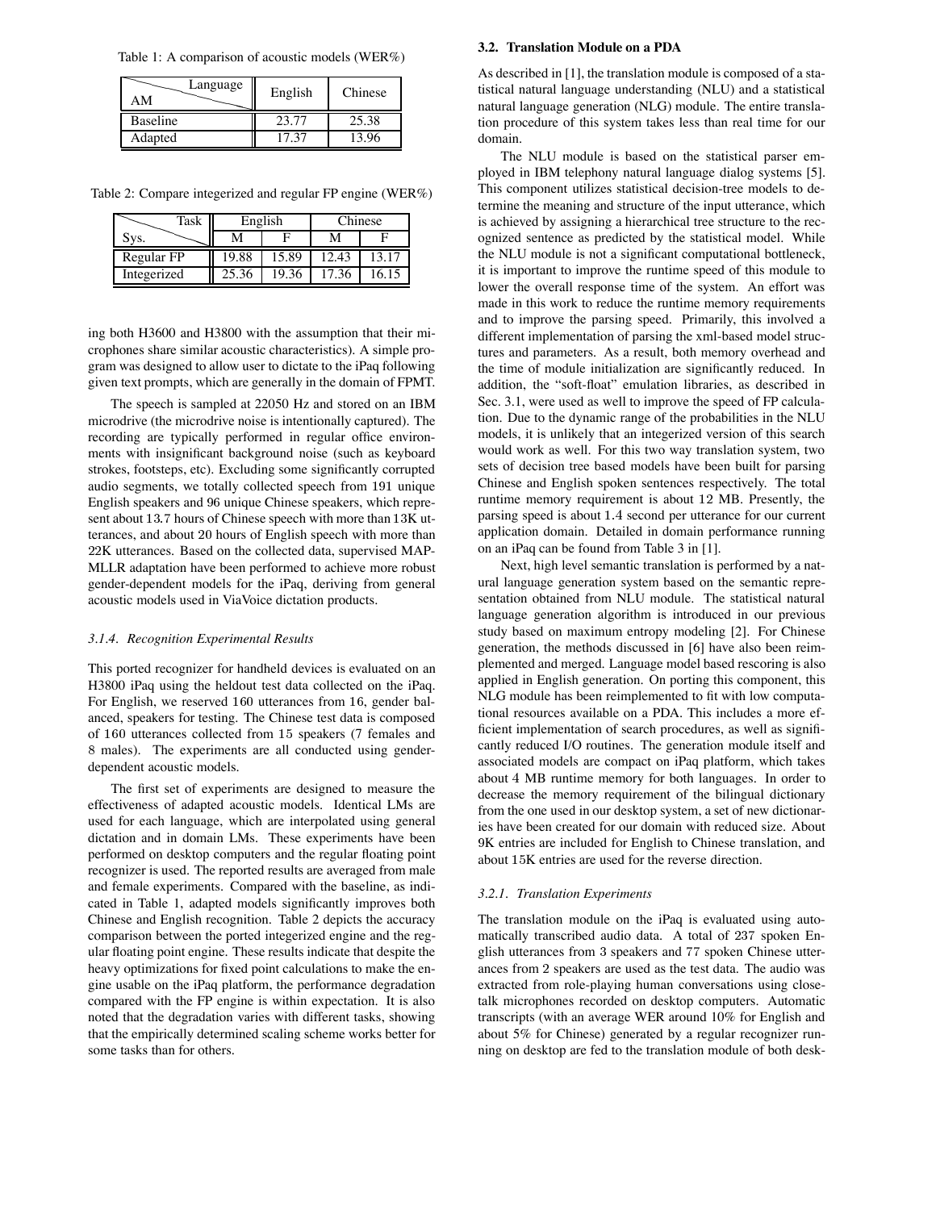Table 1: A comparison of acoustic models (WER%)

| AM \ Language | English | Chinese |
|---|---|---|
| Baseline | 23.77 | 25.38 |
| Adapted | 17.37 | 13.96 |

Table 2: Compare integerized and regular FP engine (WER%)

| Sys. \ Task | English | | Chinese | |
|---|---|---|---|---|
| | M | F | M | F |
| Regular FP | 19.88 | 15.89 | 12.43 | 13.17 |
| Integerized | 25.36 | 19.36 | 17.36 | 16.15 |

ing both H3600 and H3800 with the assumption that their microphones share similar acoustic characteristics). A simple program was designed to allow user to dictate to the iPaq following given text prompts, which are generally in the domain of FPMT.

The speech is sampled at 22050 Hz and stored on an IBM microdrive (the microdrive noise is intentionally captured). The recording are typically performed in regular office environments with insignificant background noise (such as keyboard strokes, footsteps, etc). Excluding some significantly corrupted audio segments, we totally collected speech from 191 unique English speakers and 96 unique Chinese speakers, which represent about 13.7 hours of Chinese speech with more than 13K utterances, and about 20 hours of English speech with more than 22K utterances. Based on the collected data, supervised MAP-MLLR adaptation have been performed to achieve more robust gender-dependent models for the iPaq, deriving from general acoustic models used in ViaVoice dictation products.

#### 3.1.4. Recognition Experimental Results

This ported recognizer for handheld devices is evaluated on an H3800 iPaq using the heldout test data collected on the iPaq. For English, we reserved 160 utterances from 16, gender balanced, speakers for testing. The Chinese test data is composed of 160 utterances collected from 15 speakers (7 females and 8 males). The experiments are all conducted using gender-dependent acoustic models.

The first set of experiments are designed to measure the effectiveness of adapted acoustic models. Identical LMs are used for each language, which are interpolated using general dictation and in domain LMs. These experiments have been performed on desktop computers and the regular floating point recognizer is used. The reported results are averaged from male and female experiments. Compared with the baseline, as indicated in Table 1, adapted models significantly improves both Chinese and English recognition. Table 2 depicts the accuracy comparison between the ported integerized engine and the regular floating point engine. These results indicate that despite the heavy optimizations for fixed point calculations to make the engine usable on the iPaq platform, the performance degradation compared with the FP engine is within expectation. It is also noted that the degradation varies with different tasks, showing that the empirically determined scaling scheme works better for some tasks than for others.

### 3.2. Translation Module on a PDA

As described in [1], the translation module is composed of a statistical natural language understanding (NLU) and a statistical natural language generation (NLG) module. The entire translation procedure of this system takes less than real time for our domain.

The NLU module is based on the statistical parser employed in IBM telephony natural language dialog systems [5]. This component utilizes statistical decision-tree models to determine the meaning and structure of the input utterance, which is achieved by assigning a hierarchical tree structure to the recognized sentence as predicted by the statistical model. While the NLU module is not a significant computational bottleneck, it is important to improve the runtime speed of this module to lower the overall response time of the system. An effort was made in this work to reduce the runtime memory requirements and to improve the parsing speed. Primarily, this involved a different implementation of parsing the xml-based model structures and parameters. As a result, both memory overhead and the time of module initialization are significantly reduced. In addition, the "soft-float" emulation libraries, as described in Sec. 3.1, were used as well to improve the speed of FP calculation. Due to the dynamic range of the probabilities in the NLU models, it is unlikely that an integerized version of this search would work as well. For this two way translation system, two sets of decision tree based models have been built for parsing Chinese and English spoken sentences respectively. The total runtime memory requirement is about 12 MB. Presently, the parsing speed is about 1.4 second per utterance for our current application domain. Detailed in domain performance running on an iPaq can be found from Table 3 in [1].

Next, high level semantic translation is performed by a natural language generation system based on the semantic representation obtained from NLU module. The statistical natural language generation algorithm is introduced in our previous study based on maximum entropy modeling [2]. For Chinese generation, the methods discussed in [6] have also been reimplemented and merged. Language model based rescoring is also applied in English generation. On porting this component, this NLG module has been reimplemented to fit with low computational resources available on a PDA. This includes a more efficient implementation of search procedures, as well as significantly reduced I/O routines. The generation module itself and associated models are compact on iPaq platform, which takes about 4 MB runtime memory for both languages. In order to decrease the memory requirement of the bilingual dictionary from the one used in our desktop system, a set of new dictionaries have been created for our domain with reduced size. About 9K entries are included for English to Chinese translation, and about 15K entries are used for the reverse direction.

#### 3.2.1. Translation Experiments

The translation module on the iPaq is evaluated using automatically transcribed audio data. A total of 237 spoken English utterances from 3 speakers and 77 spoken Chinese utterances from 2 speakers are used as the test data. The audio was extracted from role-playing human conversations using close-talk microphones recorded on desktop computers. Automatic transcripts (with an average WER around 10% for English and about 5% for Chinese) generated by a regular recognizer running on desktop are fed to the translation module of both desk-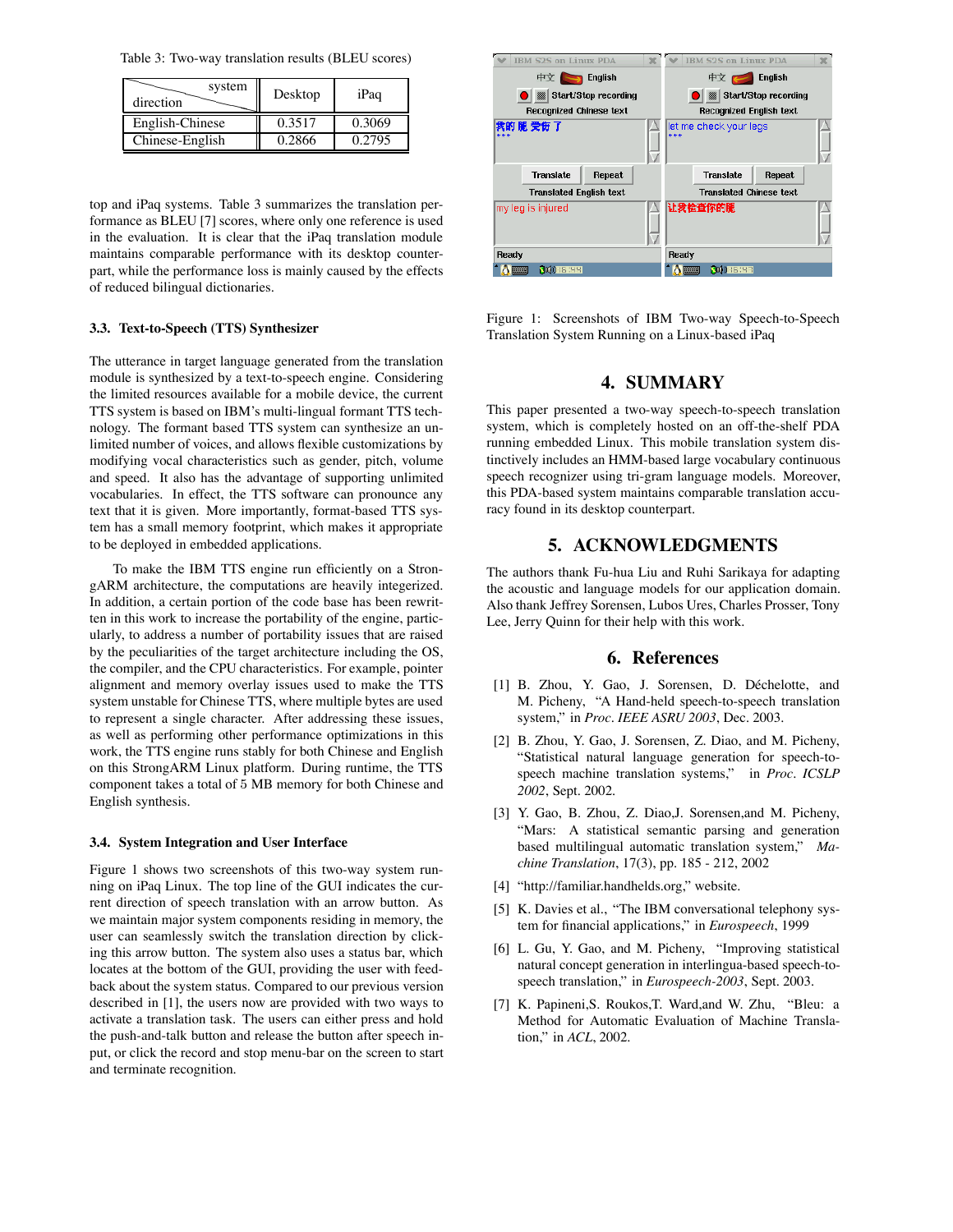Table 3: Two-way translation results (BLEU scores)

| system / direction | Desktop | iPaq |
| --- | --- | --- |
| English-Chinese | 0.3517 | 0.3069 |
| Chinese-English | 0.2866 | 0.2795 |

top and iPaq systems. Table 3 summarizes the translation performance as BLEU [7] scores, where only one reference is used in the evaluation. It is clear that the iPaq translation module maintains comparable performance with its desktop counterpart, while the performance loss is mainly caused by the effects of reduced bilingual dictionaries.

### 3.3. Text-to-Speech (TTS) Synthesizer

The utterance in target language generated from the translation module is synthesized by a text-to-speech engine. Considering the limited resources available for a mobile device, the current TTS system is based on IBM's multi-lingual formant TTS technology. The formant based TTS system can synthesize an unlimited number of voices, and allows flexible customizations by modifying vocal characteristics such as gender, pitch, volume and speed. It also has the advantage of supporting unlimited vocabularies. In effect, the TTS software can pronounce any text that it is given. More importantly, format-based TTS system has a small memory footprint, which makes it appropriate to be deployed in embedded applications.

To make the IBM TTS engine run efficiently on a StrongARM architecture, the computations are heavily integerized. In addition, a certain portion of the code base has been rewritten in this work to increase the portability of the engine, particularly, to address a number of portability issues that are raised by the peculiarities of the target architecture including the OS, the compiler, and the CPU characteristics. For example, pointer alignment and memory overlay issues used to make the TTS system unstable for Chinese TTS, where multiple bytes are used to represent a single character. After addressing these issues, as well as performing other performance optimizations in this work, the TTS engine runs stably for both Chinese and English on this StrongARM Linux platform. During runtime, the TTS component takes a total of 5 MB memory for both Chinese and English synthesis.

### 3.4. System Integration and User Interface

Figure 1 shows two screenshots of this two-way system running on iPaq Linux. The top line of the GUI indicates the current direction of speech translation with an arrow button. As we maintain major system components residing in memory, the user can seamlessly switch the translation direction by clicking this arrow button. The system also uses a status bar, which locates at the bottom of the GUI, providing the user with feedback about the system status. Compared to our previous version described in [1], the users now are provided with two ways to activate a translation task. The users can either press and hold the push-and-talk button and release the button after speech input, or click the record and stop menu-bar on the screen to start and terminate recognition.

Figure 1: Screenshots of IBM Two-way Speech-to-Speech Translation System Running on a Linux-based iPaq

## 4. SUMMARY

This paper presented a two-way speech-to-speech translation system, which is completely hosted on an off-the-shelf PDA running embedded Linux. This mobile translation system distinctively includes an HMM-based large vocabulary continuous speech recognizer using tri-gram language models. Moreover, this PDA-based system maintains comparable translation accuracy found in its desktop counterpart.

## 5. ACKNOWLEDGMENTS

The authors thank Fu-hua Liu and Ruhi Sarikaya for adapting the acoustic and language models for our application domain. Also thank Jeffrey Sorensen, Lubos Ures, Charles Prosser, Tony Lee, Jerry Quinn for their help with this work.

## 6. References

[1] B. Zhou, Y. Gao, J. Sorensen, D. Déchelotte, and M. Picheny, "A Hand-held speech-to-speech translation system," in *Proc. IEEE ASRU 2003*, Dec. 2003.

[2] B. Zhou, Y. Gao, J. Sorensen, Z. Diao, and M. Picheny, "Statistical natural language generation for speech-to-speech machine translation systems," in *Proc. ICSLP 2002*, Sept. 2002.

[3] Y. Gao, B. Zhou, Z. Diao,J. Sorensen,and M. Picheny, "Mars: A statistical semantic parsing and generation based multilingual automatic translation system," *Machine Translation*, 17(3), pp. 185 - 212, 2002

[4] "http://familiar.handhelds.org," website.

[5] K. Davies et al., "The IBM conversational telephony system for financial applications," in *Eurospeech*, 1999

[6] L. Gu, Y. Gao, and M. Picheny, "Improving statistical natural concept generation in interlingua-based speech-to-speech translation," in *Eurospeech-2003*, Sept. 2003.

[7] K. Papineni,S. Roukos,T. Ward,and W. Zhu, "Bleu: a Method for Automatic Evaluation of Machine Translation," in *ACL*, 2002.